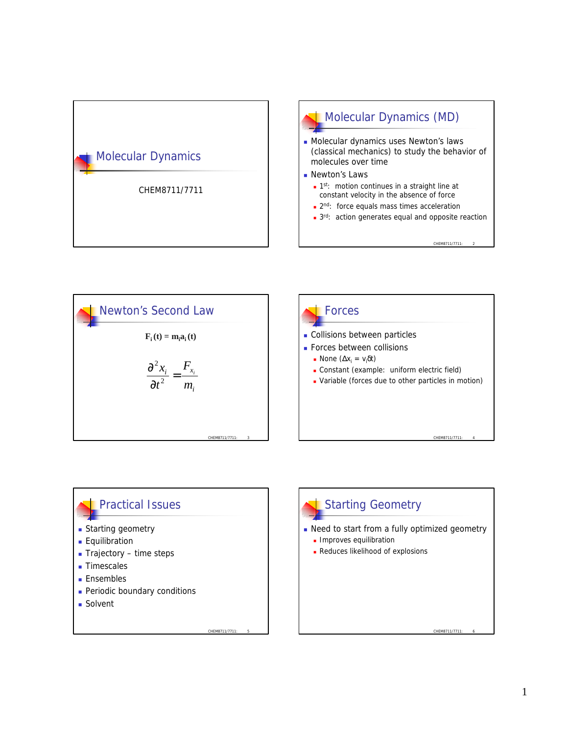# Molecular Dynamics

CHEM8711/7711

## Molecular Dynamics (MD)

- Molecular dynamics uses Newton's laws (classical mechanics) to study the behavior of molecules over time
- Newton's Laws
  - 1st: motion continues in a straight line at constant velocity in the absence of force
  - 2nd: force equals mass times acceleration
  - 3rd: action generates equal and opposite reaction

## Newton's Second Law

$$\mathbf{F_i(t) = m_i a_i(t)}$$

$$\frac{\partial^2 x_i}{\partial t^2} = \frac{F_{x_i}}{m_i}$$

## Forces

- Collisions between particles
- Forces between collisions
  - None ($\Delta x_i = v_i \delta t$)
  - Constant (example: uniform electric field)
  - Variable (forces due to other particles in motion)

## Practical Issues

- Starting geometry
- Equilibration
- Trajectory – time steps
- Timescales
- Ensembles
- Periodic boundary conditions
- Solvent

## Starting Geometry

- Need to start from a fully optimized geometry
  - Improves equilibration
  - Reduces likelihood of explosions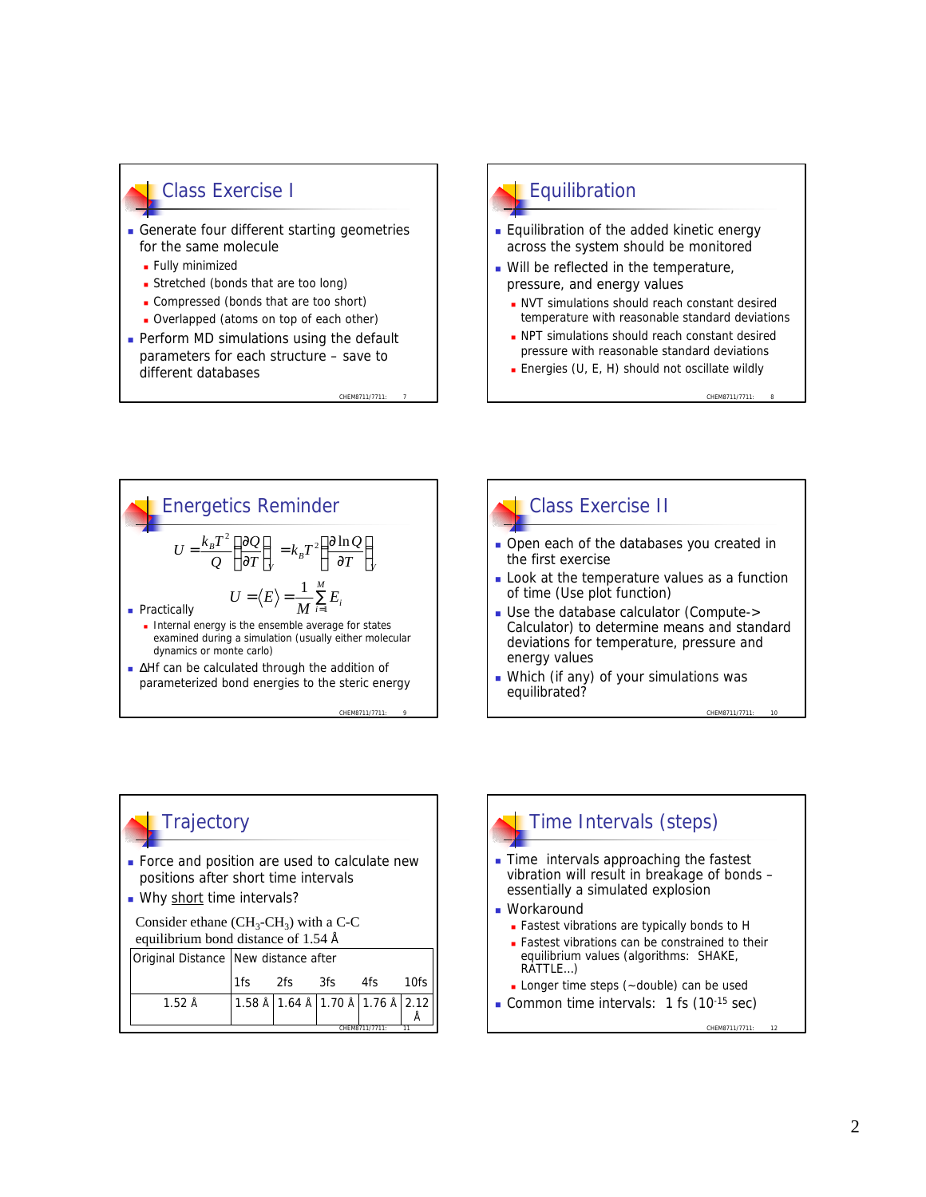## Class Exercise I

- Generate four different starting geometries for the same molecule
  - Fully minimized
  - Stretched (bonds that are too long)
  - Compressed (bonds that are too short)
  - Overlapped (atoms on top of each other)
- Perform MD simulations using the default parameters for each structure – save to different databases

## Equilibration

- Equilibration of the added kinetic energy across the system should be monitored
- Will be reflected in the temperature, pressure, and energy values
  - NVT simulations should reach constant desired temperature with reasonable standard deviations
  - NPT simulations should reach constant desired pressure with reasonable standard deviations
  - Energies (U, E, H) should not oscillate wildly

## Energetics Reminder

$$U = \frac{k_B T^2}{Q}\left(\frac{\partial Q}{\partial T}\right)_V = k_B T^2 \left(\frac{\partial \ln Q}{\partial T}\right)_V$$

$$U = \langle E \rangle = \frac{1}{M}\sum_{i=1}^{M} E_i$$

- Practically
  - Internal energy is the ensemble average for states examined during a simulation (usually either molecular dynamics or monte carlo)
- ΔHf can be calculated through the addition of parameterized bond energies to the steric energy

## Class Exercise II

- Open each of the databases you created in the first exercise
- Look at the temperature values as a function of time (Use plot function)
- Use the database calculator (Compute-> Calculator) to determine means and standard deviations for temperature, pressure and energy values
- Which (if any) of your simulations was equilibrated?

## Trajectory

- Force and position are used to calculate new positions after short time intervals
- Why <u>short</u> time intervals?

Consider ethane ($CH_3$-$CH_3$) with a C-C equilibrium bond distance of 1.54 Å

| Original Distance | New distance after | | | | |
|---|---|---|---|---|---|
| | 1fs | 2fs | 3fs | 4fs | 10fs |
| 1.52 Å | 1.58 Å | 1.64 Å | 1.70 Å | 1.76 Å | 2.12 Å |

## Time Intervals (steps)

- Time intervals approaching the fastest vibration will result in breakage of bonds – essentially a simulated explosion
- Workaround
  - Fastest vibrations are typically bonds to H
  - Fastest vibrations can be constrained to their equilibrium values (algorithms: SHAKE, RATTLE…)
  - Longer time steps (~double) can be used
- Common time intervals: 1 fs ($10^{-15}$ sec)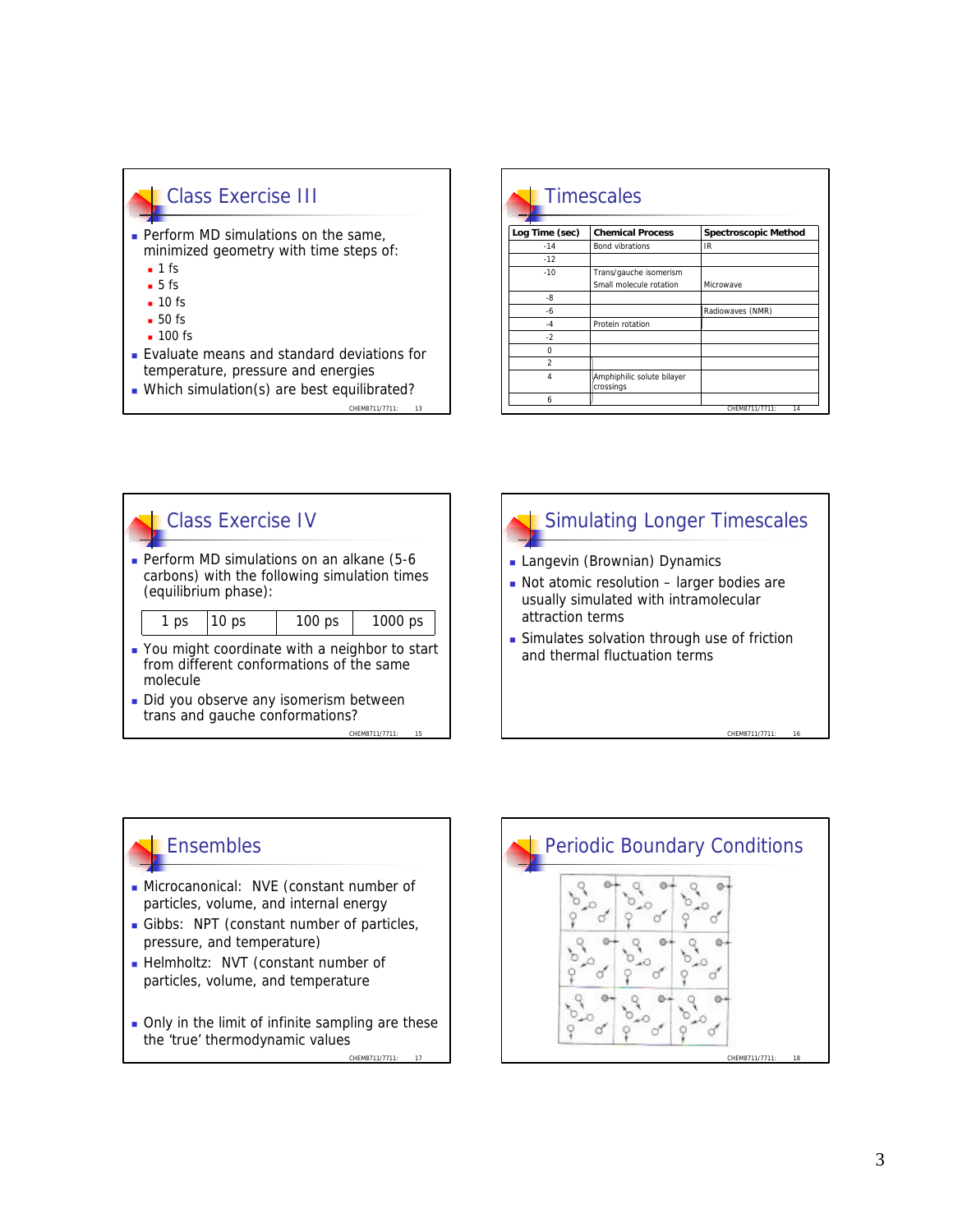## Class Exercise III

- Perform MD simulations on the same, minimized geometry with time steps of:
  - 1 fs
  - 5 fs
  - 10 fs
  - 50 fs
  - 100 fs
- Evaluate means and standard deviations for temperature, pressure and energies
- Which simulation(s) are best equilibrated?

## Timescales

| Log Time (sec) | Chemical Process | Spectroscopic Method |
|---|---|---|
| -14 | Bond vibrations | IR |
| -12 | | |
| -10 | Trans/gauche isomerism<br>Small molecule rotation | Microwave |
| -8 | | |
| -6 | | Radiowaves (NMR) |
| -4 | Protein rotation | |
| -2 | | |
| 0 | | |
| 2 | | |
| 4 | Amphiphilic solute bilayer crossings | |
| 6 | | |

## Class Exercise IV

- Perform MD simulations on an alkane (5-6 carbons) with the following simulation times (equilibrium phase):

| 1 ps | 10 ps | 100 ps | 1000 ps |
|---|---|---|---|

- You might coordinate with a neighbor to start from different conformations of the same molecule
- Did you observe any isomerism between trans and gauche conformations?

## Simulating Longer Timescales

- Langevin (Brownian) Dynamics
- Not atomic resolution – larger bodies are usually simulated with intramolecular attraction terms
- Simulates solvation through use of friction and thermal fluctuation terms

## Ensembles

- Microcanonical: NVE (constant number of particles, volume, and internal energy
- Gibbs: NPT (constant number of particles, pressure, and temperature)
- Helmholtz: NVT (constant number of particles, volume, and temperature
- Only in the limit of infinite sampling are these the 'true' thermodynamic values

## Periodic Boundary Conditions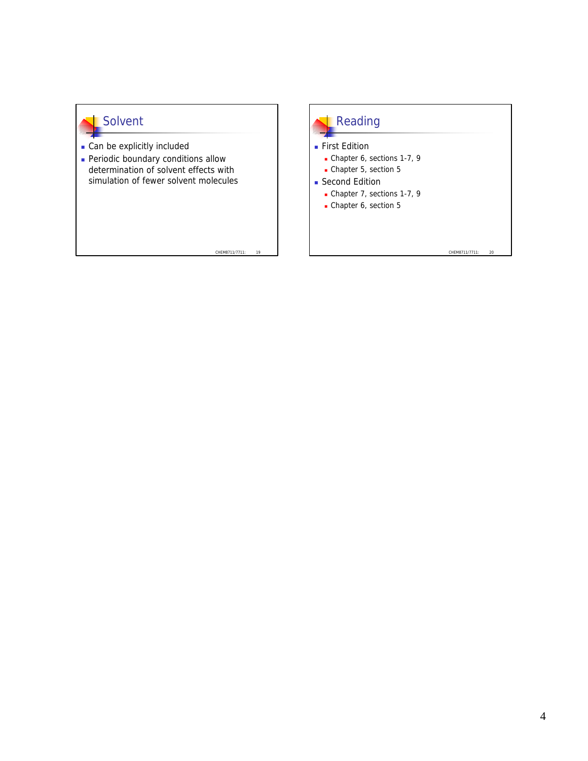## Solvent

- Can be explicitly included
- Periodic boundary conditions allow determination of solvent effects with simulation of fewer solvent molecules

## Reading

- First Edition
  - Chapter 6, sections 1-7, 9
  - Chapter 5, section 5
- Second Edition
  - Chapter 7, sections 1-7, 9
  - Chapter 6, section 5